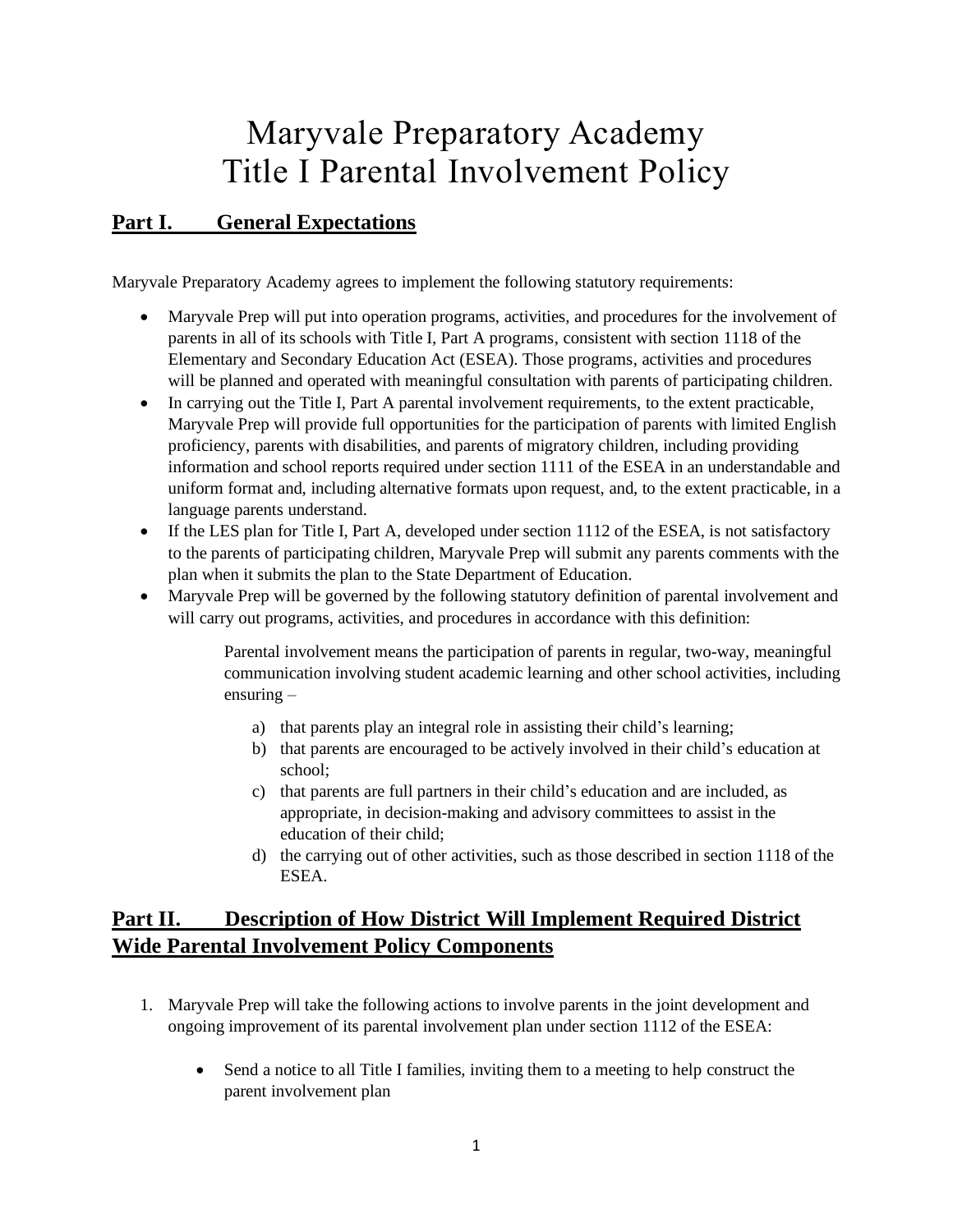# Maryvale Preparatory Academy
# Title I Parental Involvement Policy

## Part I. General Expectations

Maryvale Preparatory Academy agrees to implement the following statutory requirements:

- Maryvale Prep will put into operation programs, activities, and procedures for the involvement of parents in all of its schools with Title I, Part A programs, consistent with section 1118 of the Elementary and Secondary Education Act (ESEA). Those programs, activities and procedures will be planned and operated with meaningful consultation with parents of participating children.
- In carrying out the Title I, Part A parental involvement requirements, to the extent practicable, Maryvale Prep will provide full opportunities for the participation of parents with limited English proficiency, parents with disabilities, and parents of migratory children, including providing information and school reports required under section 1111 of the ESEA in an understandable and uniform format and, including alternative formats upon request, and, to the extent practicable, in a language parents understand.
- If the LES plan for Title I, Part A, developed under section 1112 of the ESEA, is not satisfactory to the parents of participating children, Maryvale Prep will submit any parents comments with the plan when it submits the plan to the State Department of Education.
- Maryvale Prep will be governed by the following statutory definition of parental involvement and will carry out programs, activities, and procedures in accordance with this definition:

  Parental involvement means the participation of parents in regular, two-way, meaningful communication involving student academic learning and other school activities, including ensuring –

  a) that parents play an integral role in assisting their child's learning;
  b) that parents are encouraged to be actively involved in their child's education at school;
  c) that parents are full partners in their child's education and are included, as appropriate, in decision-making and advisory committees to assist in the education of their child;
  d) the carrying out of other activities, such as those described in section 1118 of the ESEA.

## Part II. Description of How District Will Implement Required District Wide Parental Involvement Policy Components

1. Maryvale Prep will take the following actions to involve parents in the joint development and ongoing improvement of its parental involvement plan under section 1112 of the ESEA:

   - Send a notice to all Title I families, inviting them to a meeting to help construct the parent involvement plan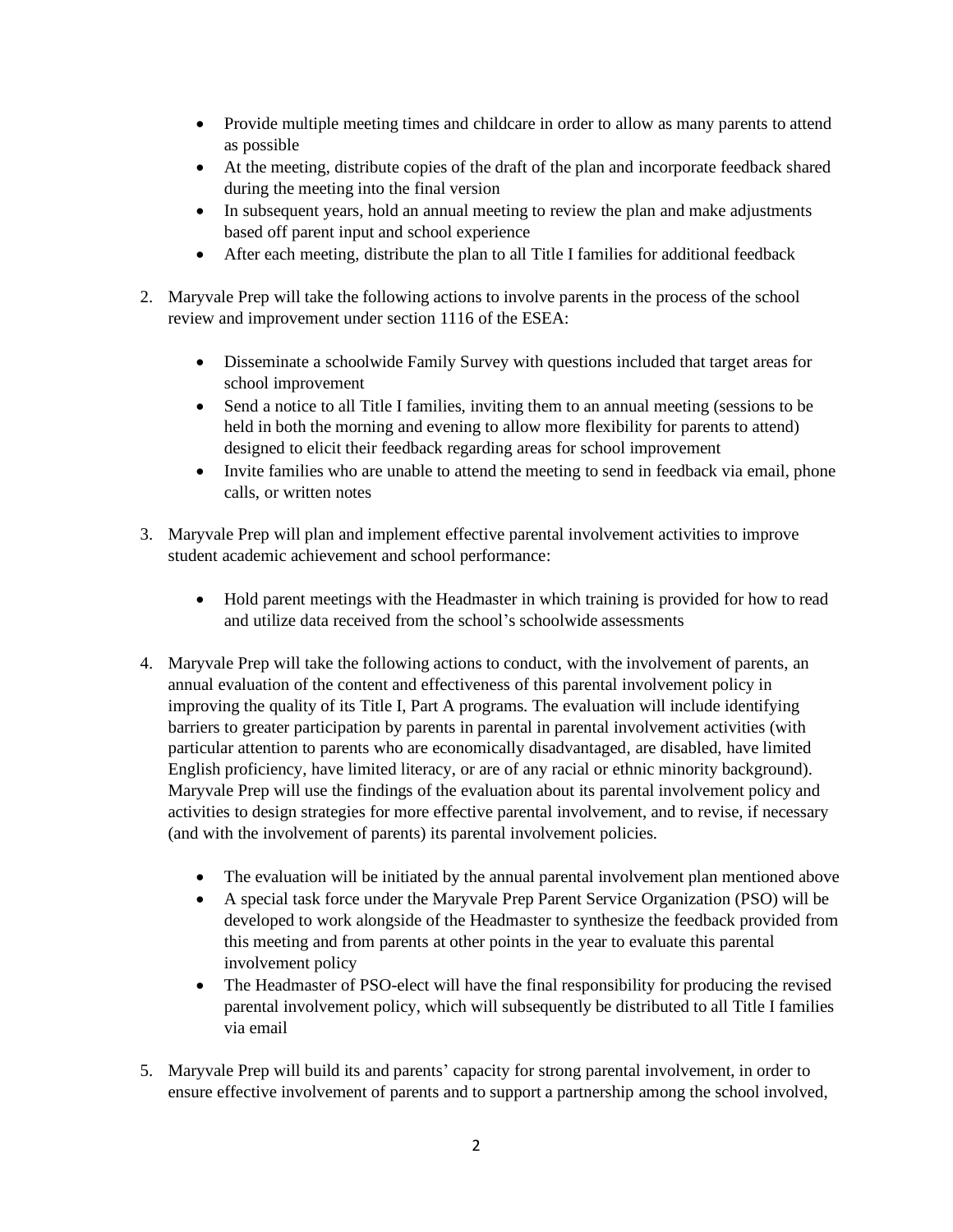- Provide multiple meeting times and childcare in order to allow as many parents to attend as possible
- At the meeting, distribute copies of the draft of the plan and incorporate feedback shared during the meeting into the final version
- In subsequent years, hold an annual meeting to review the plan and make adjustments based off parent input and school experience
- After each meeting, distribute the plan to all Title I families for additional feedback

2. Maryvale Prep will take the following actions to involve parents in the process of the school review and improvement under section 1116 of the ESEA:

    - Disseminate a schoolwide Family Survey with questions included that target areas for school improvement
    - Send a notice to all Title I families, inviting them to an annual meeting (sessions to be held in both the morning and evening to allow more flexibility for parents to attend) designed to elicit their feedback regarding areas for school improvement
    - Invite families who are unable to attend the meeting to send in feedback via email, phone calls, or written notes

3. Maryvale Prep will plan and implement effective parental involvement activities to improve student academic achievement and school performance:

    - Hold parent meetings with the Headmaster in which training is provided for how to read and utilize data received from the school's schoolwide assessments

4. Maryvale Prep will take the following actions to conduct, with the involvement of parents, an annual evaluation of the content and effectiveness of this parental involvement policy in improving the quality of its Title I, Part A programs. The evaluation will include identifying barriers to greater participation by parents in parental in parental involvement activities (with particular attention to parents who are economically disadvantaged, are disabled, have limited English proficiency, have limited literacy, or are of any racial or ethnic minority background). Maryvale Prep will use the findings of the evaluation about its parental involvement policy and activities to design strategies for more effective parental involvement, and to revise, if necessary (and with the involvement of parents) its parental involvement policies.

    - The evaluation will be initiated by the annual parental involvement plan mentioned above
    - A special task force under the Maryvale Prep Parent Service Organization (PSO) will be developed to work alongside of the Headmaster to synthesize the feedback provided from this meeting and from parents at other points in the year to evaluate this parental involvement policy
    - The Headmaster of PSO-elect will have the final responsibility for producing the revised parental involvement policy, which will subsequently be distributed to all Title I families via email

5. Maryvale Prep will build its and parents' capacity for strong parental involvement, in order to ensure effective involvement of parents and to support a partnership among the school involved,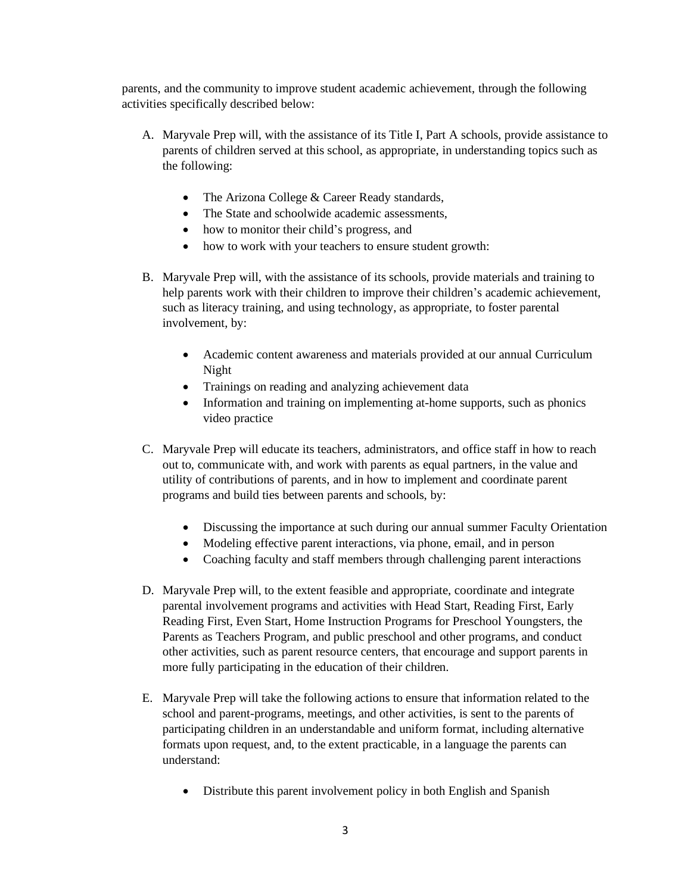parents, and the community to improve student academic achievement, through the following activities specifically described below:

A. Maryvale Prep will, with the assistance of its Title I, Part A schools, provide assistance to parents of children served at this school, as appropriate, in understanding topics such as the following:

    - The Arizona College & Career Ready standards,
    - The State and schoolwide academic assessments,
    - how to monitor their child's progress, and
    - how to work with your teachers to ensure student growth:

B. Maryvale Prep will, with the assistance of its schools, provide materials and training to help parents work with their children to improve their children's academic achievement, such as literacy training, and using technology, as appropriate, to foster parental involvement, by:

    - Academic content awareness and materials provided at our annual Curriculum Night
    - Trainings on reading and analyzing achievement data
    - Information and training on implementing at-home supports, such as phonics video practice

C. Maryvale Prep will educate its teachers, administrators, and office staff in how to reach out to, communicate with, and work with parents as equal partners, in the value and utility of contributions of parents, and in how to implement and coordinate parent programs and build ties between parents and schools, by:

    - Discussing the importance at such during our annual summer Faculty Orientation
    - Modeling effective parent interactions, via phone, email, and in person
    - Coaching faculty and staff members through challenging parent interactions

D. Maryvale Prep will, to the extent feasible and appropriate, coordinate and integrate parental involvement programs and activities with Head Start, Reading First, Early Reading First, Even Start, Home Instruction Programs for Preschool Youngsters, the Parents as Teachers Program, and public preschool and other programs, and conduct other activities, such as parent resource centers, that encourage and support parents in more fully participating in the education of their children.

E. Maryvale Prep will take the following actions to ensure that information related to the school and parent-programs, meetings, and other activities, is sent to the parents of participating children in an understandable and uniform format, including alternative formats upon request, and, to the extent practicable, in a language the parents can understand:

    - Distribute this parent involvement policy in both English and Spanish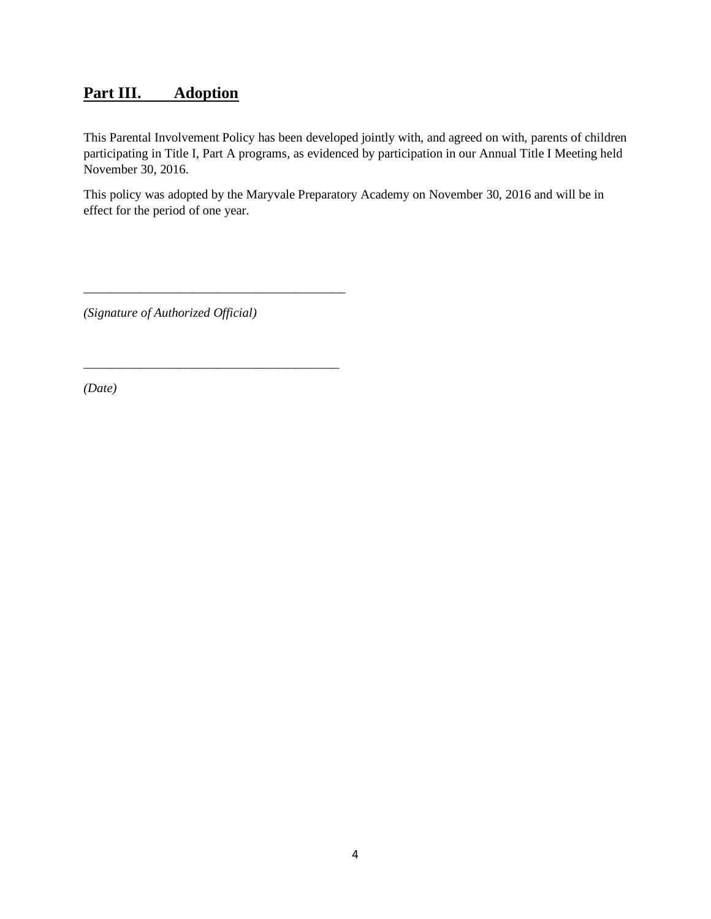## **Part III. Adoption**

This Parental Involvement Policy has been developed jointly with, and agreed on with, parents of children participating in Title I, Part A programs, as evidenced by participation in our Annual Title I Meeting held November 30, 2016.

This policy was adopted by the Maryvale Preparatory Academy on November 30, 2016 and will be in effect for the period of one year.

_________________________________________

*(Signature of Authorized Official)*

_________________________________________

*(Date)*